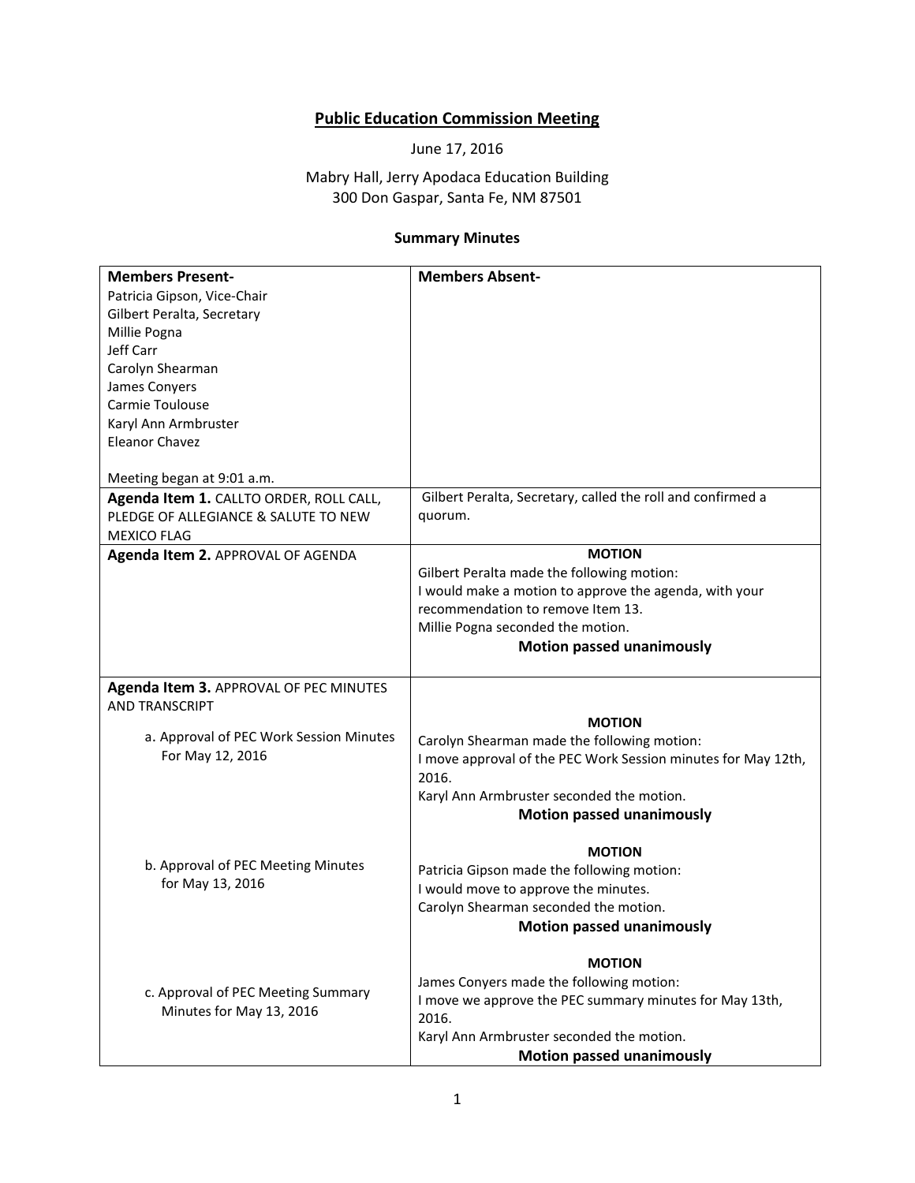# Public Education Commission Meeting

June 17, 2016

Mabry Hall, Jerry Apodaca Education Building
300 Don Gaspar, Santa Fe, NM 87501

## Summary Minutes

| **Members Present-** | **Members Absent-** |
|---|---|
| Patricia Gipson, Vice-Chair<br>Gilbert Peralta, Secretary<br>Millie Pogna<br>Jeff Carr<br>Carolyn Shearman<br>James Conyers<br>Carmie Toulouse<br>Karyl Ann Armbruster<br>Eleanor Chavez<br><br>Meeting began at 9:01 a.m. | |
| **Agenda Item 1.** CALLTO ORDER, ROLL CALL, PLEDGE OF ALLEGIANCE & SALUTE TO NEW MEXICO FLAG | Gilbert Peralta, Secretary, called the roll and confirmed a quorum. |
| **Agenda Item 2.** APPROVAL OF AGENDA | **MOTION**<br>Gilbert Peralta made the following motion:<br>I would make a motion to approve the agenda, with your recommendation to remove Item 13.<br>Millie Pogna seconded the motion.<br>**Motion passed unanimously** |
| **Agenda Item 3.** APPROVAL OF PEC MINUTES AND TRANSCRIPT<br><br>a. Approval of PEC Work Session Minutes For May 12, 2016 | **MOTION**<br>Carolyn Shearman made the following motion:<br>I move approval of the PEC Work Session minutes for May 12th, 2016.<br>Karyl Ann Armbruster seconded the motion.<br>**Motion passed unanimously** |
| b. Approval of PEC Meeting Minutes for May 13, 2016 | **MOTION**<br>Patricia Gipson made the following motion:<br>I would move to approve the minutes.<br>Carolyn Shearman seconded the motion.<br>**Motion passed unanimously** |
| c. Approval of PEC Meeting Summary Minutes for May 13, 2016 | **MOTION**<br>James Conyers made the following motion:<br>I move we approve the PEC summary minutes for May 13th, 2016.<br>Karyl Ann Armbruster seconded the motion.<br>**Motion passed unanimously** |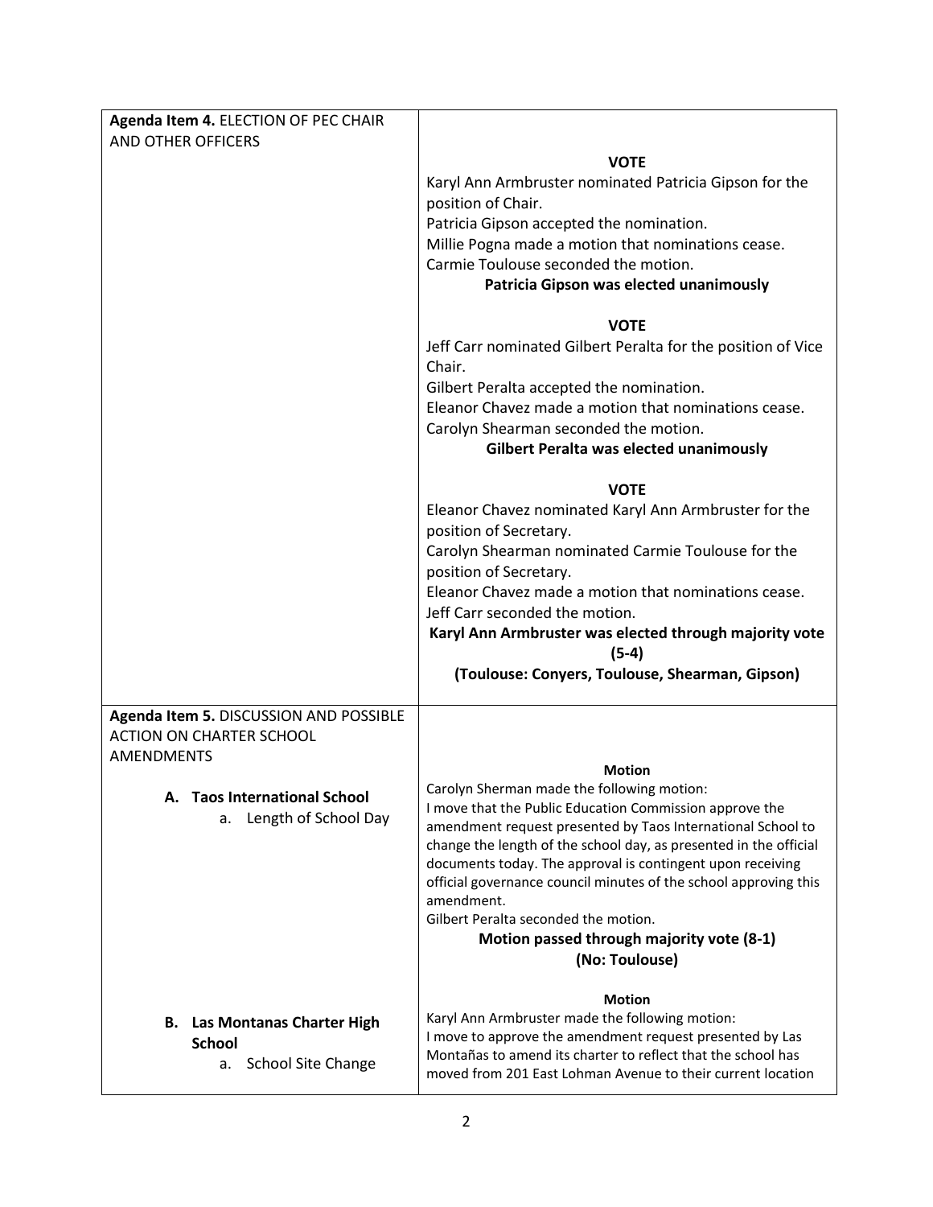| Agenda Item | Action |
|---|---|
| **Agenda Item 4.** ELECTION OF PEC CHAIR AND OTHER OFFICERS | **VOTE**<br>Karyl Ann Armbruster nominated Patricia Gipson for the position of Chair.<br>Patricia Gipson accepted the nomination.<br>Millie Pogna made a motion that nominations cease.<br>Carmie Toulouse seconded the motion.<br>**Patricia Gipson was elected unanimously**<br><br>**VOTE**<br>Jeff Carr nominated Gilbert Peralta for the position of Vice Chair.<br>Gilbert Peralta accepted the nomination.<br>Eleanor Chavez made a motion that nominations cease.<br>Carolyn Shearman seconded the motion.<br>**Gilbert Peralta was elected unanimously**<br><br>**VOTE**<br>Eleanor Chavez nominated Karyl Ann Armbruster for the position of Secretary.<br>Carolyn Shearman nominated Carmie Toulouse for the position of Secretary.<br>Eleanor Chavez made a motion that nominations cease.<br>Jeff Carr seconded the motion.<br>**Karyl Ann Armbruster was elected through majority vote (5-4)**<br>**(Toulouse: Conyers, Toulouse, Shearman, Gipson)** |
| **Agenda Item 5.** DISCUSSION AND POSSIBLE ACTION ON CHARTER SCHOOL AMENDMENTS<br><br>**A. Taos International School**<br>a. Length of School Day | **Motion**<br>Carolyn Sherman made the following motion:<br>I move that the Public Education Commission approve the amendment request presented by Taos International School to change the length of the school day, as presented in the official documents today. The approval is contingent upon receiving official governance council minutes of the school approving this amendment.<br>Gilbert Peralta seconded the motion.<br>**Motion passed through majority vote (8-1)**<br>**(No: Toulouse)** |
| **B. Las Montanas Charter High School**<br>a. School Site Change | **Motion**<br>Karyl Ann Armbruster made the following motion:<br>I move to approve the amendment request presented by Las Montañas to amend its charter to reflect that the school has moved from 201 East Lohman Avenue to their current location |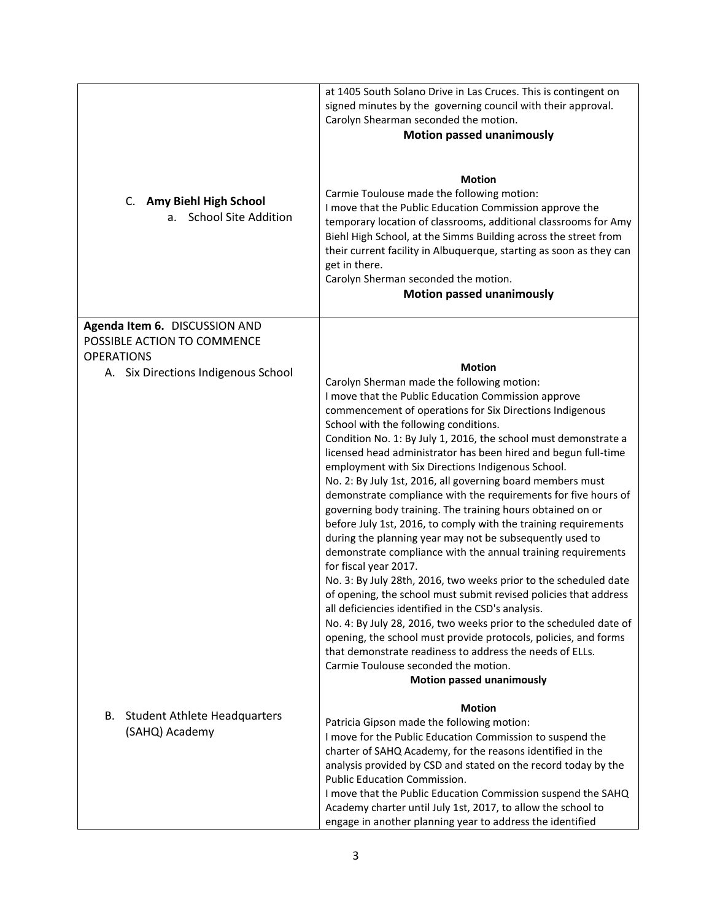| | |
|---|---|
| | at 1405 South Solano Drive in Las Cruces. This is contingent on signed minutes by the governing council with their approval.<br>Carolyn Shearman seconded the motion.<br>**Motion passed unanimously** |
| C. **Amy Biehl High School**<br>a. School Site Addition | **Motion**<br>Carmie Toulouse made the following motion:<br>I move that the Public Education Commission approve the temporary location of classrooms, additional classrooms for Amy Biehl High School, at the Simms Building across the street from their current facility in Albuquerque, starting as soon as they can get in there.<br>Carolyn Sherman seconded the motion.<br>**Motion passed unanimously** |
| **Agenda Item 6.** DISCUSSION AND POSSIBLE ACTION TO COMMENCE OPERATIONS<br>A. Six Directions Indigenous School | **Motion**<br>Carolyn Sherman made the following motion:<br>I move that the Public Education Commission approve commencement of operations for Six Directions Indigenous School with the following conditions.<br>Condition No. 1: By July 1, 2016, the school must demonstrate a licensed head administrator has been hired and begun full-time employment with Six Directions Indigenous School.<br>No. 2: By July 1st, 2016, all governing board members must demonstrate compliance with the requirements for five hours of governing body training. The training hours obtained on or before July 1st, 2016, to comply with the training requirements during the planning year may not be subsequently used to demonstrate compliance with the annual training requirements for fiscal year 2017.<br>No. 3: By July 28th, 2016, two weeks prior to the scheduled date of opening, the school must submit revised policies that address all deficiencies identified in the CSD's analysis.<br>No. 4: By July 28, 2016, two weeks prior to the scheduled date of opening, the school must provide protocols, policies, and forms that demonstrate readiness to address the needs of ELLs.<br>Carmie Toulouse seconded the motion.<br>**Motion passed unanimously** |
| B. Student Athlete Headquarters (SAHQ) Academy | **Motion**<br>Patricia Gipson made the following motion:<br>I move for the Public Education Commission to suspend the charter of SAHQ Academy, for the reasons identified in the analysis provided by CSD and stated on the record today by the Public Education Commission.<br>I move that the Public Education Commission suspend the SAHQ Academy charter until July 1st, 2017, to allow the school to engage in another planning year to address the identified |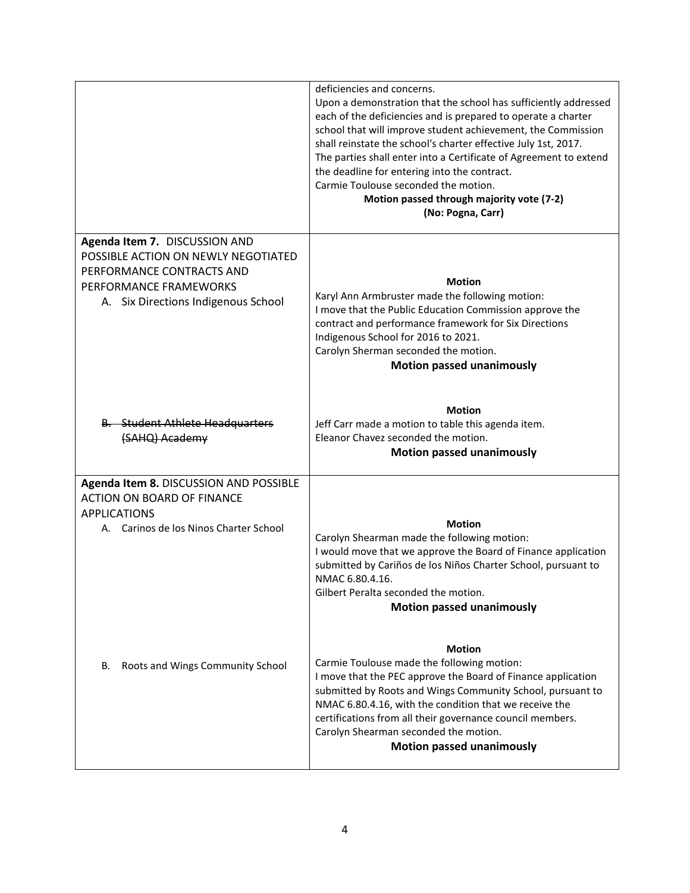| | |
|---|---|
| | deficiencies and concerns.<br>Upon a demonstration that the school has sufficiently addressed each of the deficiencies and is prepared to operate a charter school that will improve student achievement, the Commission shall reinstate the school's charter effective July 1st, 2017.<br>The parties shall enter into a Certificate of Agreement to extend the deadline for entering into the contract.<br>Carmie Toulouse seconded the motion.<br>**Motion passed through majority vote (7-2)**<br>**(No: Pogna, Carr)** |
| **Agenda Item 7.** DISCUSSION AND POSSIBLE ACTION ON NEWLY NEGOTIATED PERFORMANCE CONTRACTS AND PERFORMANCE FRAMEWORKS<br>A. Six Directions Indigenous School | **Motion**<br>Karyl Ann Armbruster made the following motion:<br>I move that the Public Education Commission approve the contract and performance framework for Six Directions Indigenous School for 2016 to 2021.<br>Carolyn Sherman seconded the motion.<br>**Motion passed unanimously** |
| ~~B. Student Athlete Headquarters (SAHQ) Academy~~ | **Motion**<br>Jeff Carr made a motion to table this agenda item.<br>Eleanor Chavez seconded the motion.<br>**Motion passed unanimously** |
| **Agenda Item 8.** DISCUSSION AND POSSIBLE ACTION ON BOARD OF FINANCE APPLICATIONS<br>A. Carinos de los Ninos Charter School | **Motion**<br>Carolyn Shearman made the following motion:<br>I would move that we approve the Board of Finance application submitted by Cariños de los Niños Charter School, pursuant to NMAC 6.80.4.16.<br>Gilbert Peralta seconded the motion.<br>**Motion passed unanimously** |
| B. Roots and Wings Community School | **Motion**<br>Carmie Toulouse made the following motion:<br>I move that the PEC approve the Board of Finance application submitted by Roots and Wings Community School, pursuant to NMAC 6.80.4.16, with the condition that we receive the certifications from all their governance council members.<br>Carolyn Shearman seconded the motion.<br>**Motion passed unanimously** |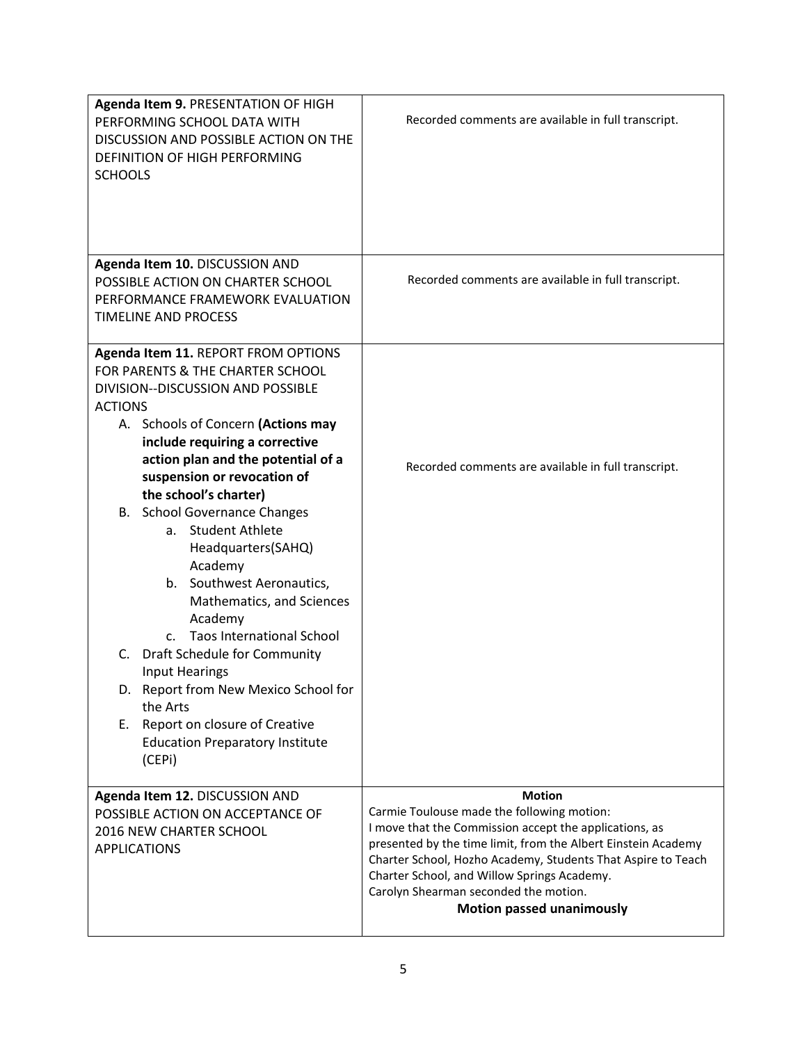| | |
|---|---|
| **Agenda Item 9.** PRESENTATION OF HIGH PERFORMING SCHOOL DATA WITH DISCUSSION AND POSSIBLE ACTION ON THE DEFINITION OF HIGH PERFORMING SCHOOLS | Recorded comments are available in full transcript. |
| **Agenda Item 10.** DISCUSSION AND POSSIBLE ACTION ON CHARTER SCHOOL PERFORMANCE FRAMEWORK EVALUATION TIMELINE AND PROCESS | Recorded comments are available in full transcript. |
| **Agenda Item 11.** REPORT FROM OPTIONS FOR PARENTS & THE CHARTER SCHOOL DIVISION--DISCUSSION AND POSSIBLE ACTIONS<br>A. Schools of Concern **(Actions may include requiring a corrective action plan and the potential of a suspension or revocation of the school's charter)**<br>B. School Governance Changes<br>a. Student Athlete Headquarters(SAHQ) Academy<br>b. Southwest Aeronautics, Mathematics, and Sciences Academy<br>c. Taos International School<br>C. Draft Schedule for Community Input Hearings<br>D. Report from New Mexico School for the Arts<br>E. Report on closure of Creative Education Preparatory Institute (CEPi) | Recorded comments are available in full transcript. |
| **Agenda Item 12.** DISCUSSION AND POSSIBLE ACTION ON ACCEPTANCE OF 2016 NEW CHARTER SCHOOL APPLICATIONS | **Motion**<br>Carmie Toulouse made the following motion:<br>I move that the Commission accept the applications, as presented by the time limit, from the Albert Einstein Academy Charter School, Hozho Academy, Students That Aspire to Teach Charter School, and Willow Springs Academy.<br>Carolyn Shearman seconded the motion.<br>**Motion passed unanimously** |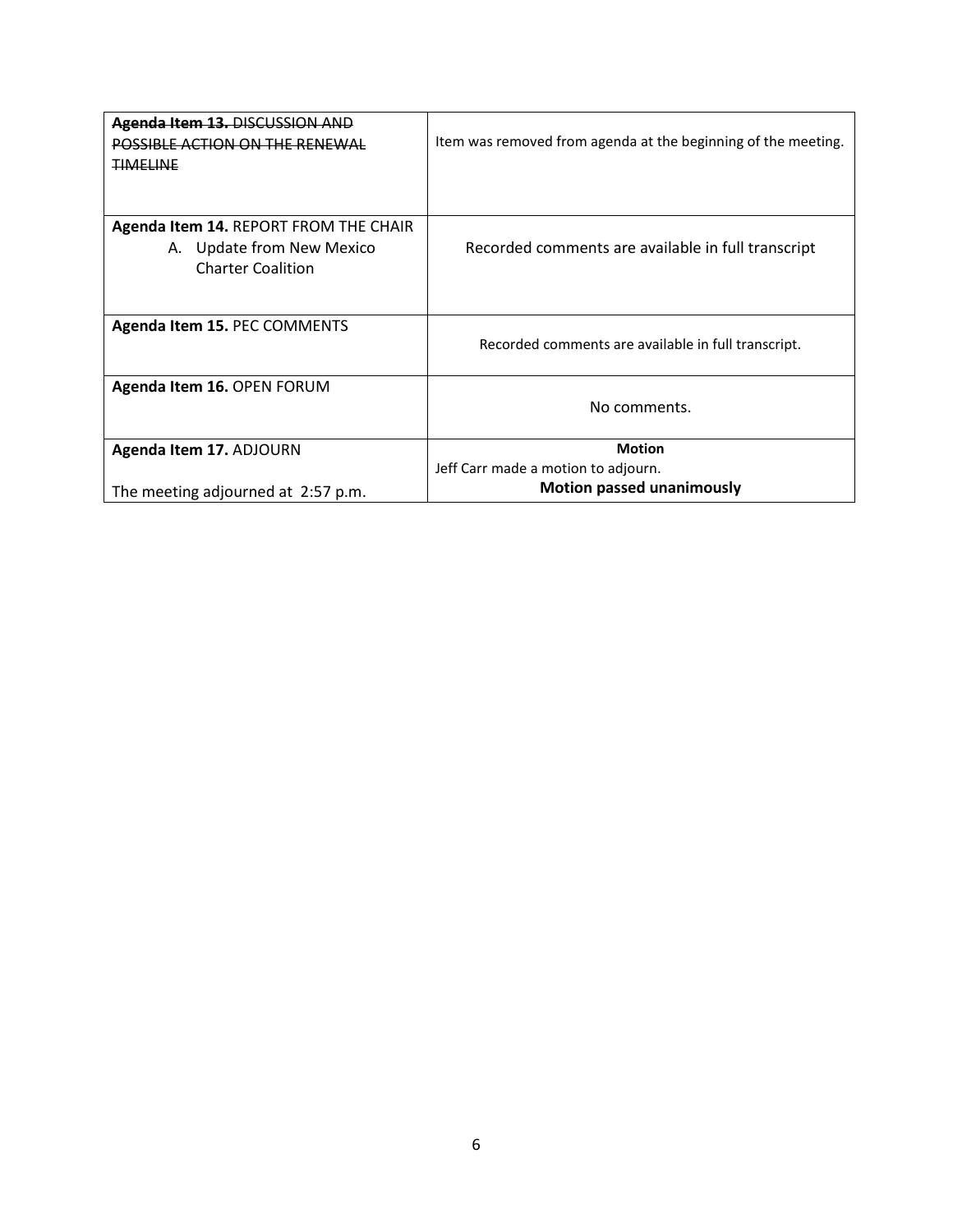| | |
|---|---|
| ~~**Agenda Item 13.** DISCUSSION AND POSSIBLE ACTION ON THE RENEWAL TIMELINE~~ | Item was removed from agenda at the beginning of the meeting. |
| **Agenda Item 14.** REPORT FROM THE CHAIR<br>A. Update from New Mexico Charter Coalition | Recorded comments are available in full transcript |
| **Agenda Item 15.** PEC COMMENTS | Recorded comments are available in full transcript. |
| **Agenda Item 16.** OPEN FORUM | No comments. |
| **Agenda Item 17.** ADJOURN<br><br>The meeting adjourned at 2:57 p.m. | **Motion**<br>Jeff Carr made a motion to adjourn.<br>**Motion passed unanimously** |